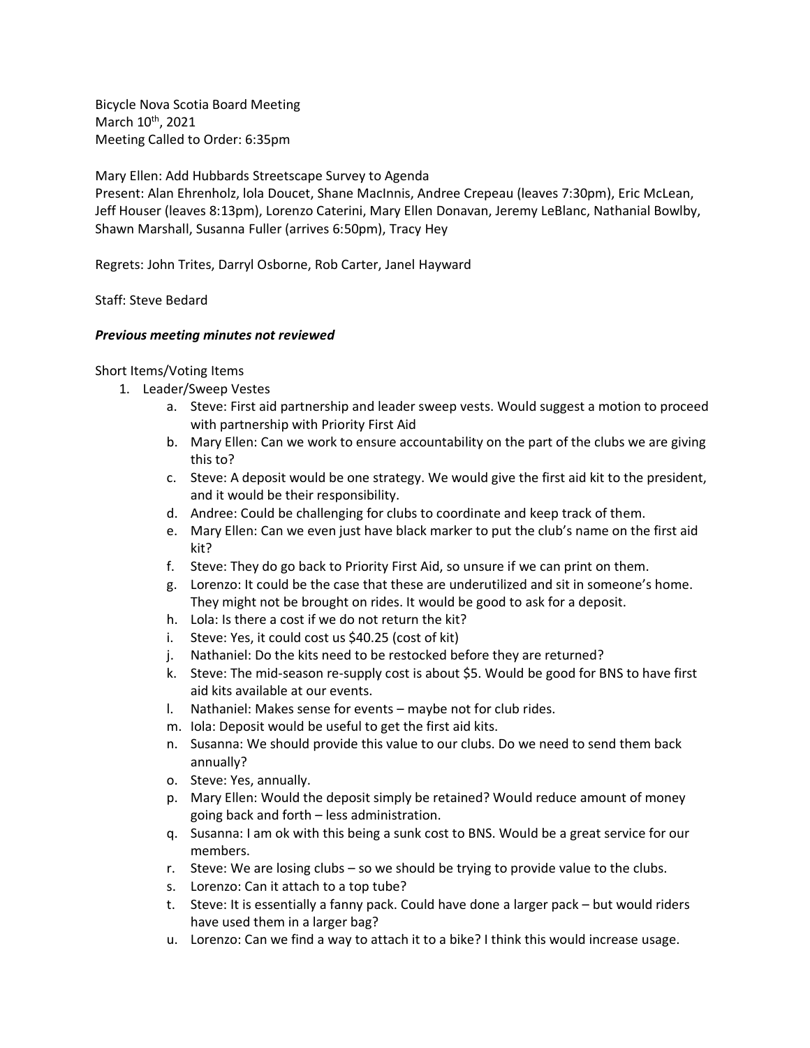Bicycle Nova Scotia Board Meeting
March 10th, 2021
Meeting Called to Order: 6:35pm

Mary Ellen: Add Hubbards Streetscape Survey to Agenda
Present: Alan Ehrenholz, lola Doucet, Shane MacInnis, Andree Crepeau (leaves 7:30pm), Eric McLean, Jeff Houser (leaves 8:13pm), Lorenzo Caterini, Mary Ellen Donavan, Jeremy LeBlanc, Nathanial Bowlby, Shawn Marshall, Susanna Fuller (arrives 6:50pm), Tracy Hey

Regrets: John Trites, Darryl Osborne, Rob Carter, Janel Hayward

Staff: Steve Bedard

***Previous meeting minutes not reviewed***

Short Items/Voting Items

1. Leader/Sweep Vestes
   a. Steve: First aid partnership and leader sweep vests. Would suggest a motion to proceed with partnership with Priority First Aid
   b. Mary Ellen: Can we work to ensure accountability on the part of the clubs we are giving this to?
   c. Steve: A deposit would be one strategy. We would give the first aid kit to the president, and it would be their responsibility.
   d. Andree: Could be challenging for clubs to coordinate and keep track of them.
   e. Mary Ellen: Can we even just have black marker to put the club's name on the first aid kit?
   f. Steve: They do go back to Priority First Aid, so unsure if we can print on them.
   g. Lorenzo: It could be the case that these are underutilized and sit in someone's home. They might not be brought on rides. It would be good to ask for a deposit.
   h. Lola: Is there a cost if we do not return the kit?
   i. Steve: Yes, it could cost us $40.25 (cost of kit)
   j. Nathaniel: Do the kits need to be restocked before they are returned?
   k. Steve: The mid-season re-supply cost is about $5. Would be good for BNS to have first aid kits available at our events.
   l. Nathaniel: Makes sense for events – maybe not for club rides.
   m. Iola: Deposit would be useful to get the first aid kits.
   n. Susanna: We should provide this value to our clubs. Do we need to send them back annually?
   o. Steve: Yes, annually.
   p. Mary Ellen: Would the deposit simply be retained? Would reduce amount of money going back and forth – less administration.
   q. Susanna: I am ok with this being a sunk cost to BNS. Would be a great service for our members.
   r. Steve: We are losing clubs – so we should be trying to provide value to the clubs.
   s. Lorenzo: Can it attach to a top tube?
   t. Steve: It is essentially a fanny pack. Could have done a larger pack – but would riders have used them in a larger bag?
   u. Lorenzo: Can we find a way to attach it to a bike? I think this would increase usage.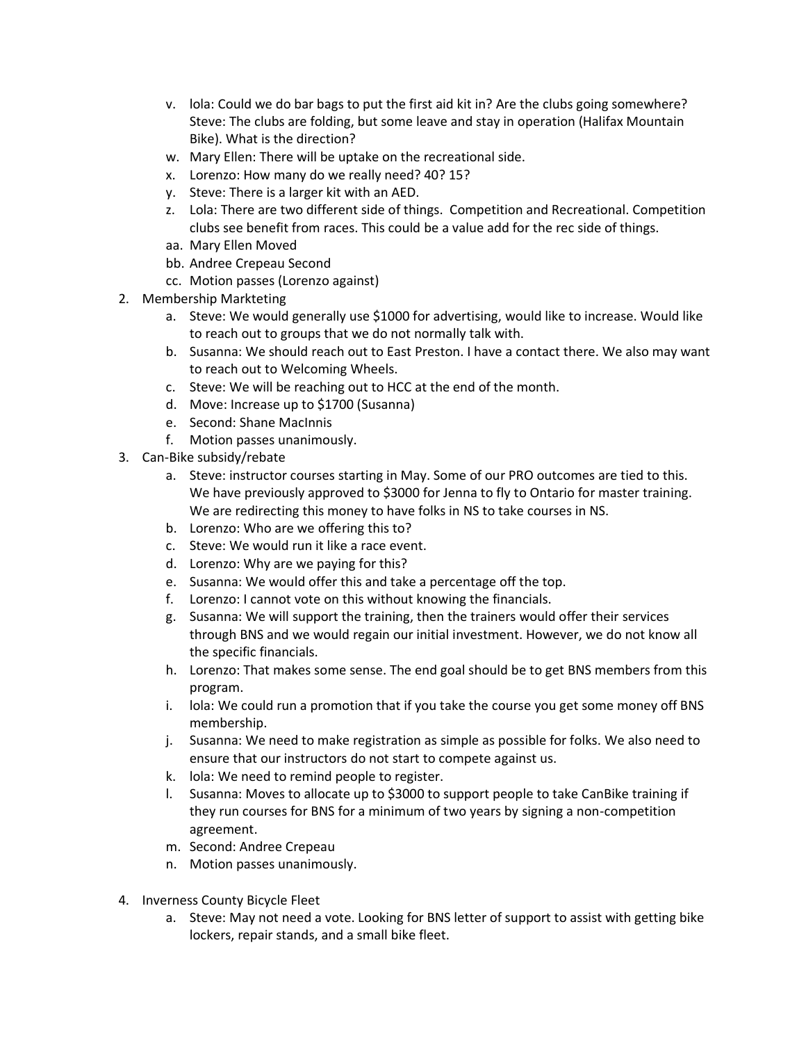v. lola: Could we do bar bags to put the first aid kit in? Are the clubs going somewhere? Steve: The clubs are folding, but some leave and stay in operation (Halifax Mountain Bike). What is the direction?
w. Mary Ellen: There will be uptake on the recreational side.
x. Lorenzo: How many do we really need? 40? 15?
y. Steve: There is a larger kit with an AED.
z. Lola: There are two different side of things. Competition and Recreational. Competition clubs see benefit from races. This could be a value add for the rec side of things.
aa. Mary Ellen Moved
bb. Andree Crepeau Second
cc. Motion passes (Lorenzo against)

2. Membership Markteting
   a. Steve: We would generally use $1000 for advertising, would like to increase. Would like to reach out to groups that we do not normally talk with.
   b. Susanna: We should reach out to East Preston. I have a contact there. We also may want to reach out to Welcoming Wheels.
   c. Steve: We will be reaching out to HCC at the end of the month.
   d. Move: Increase up to $1700 (Susanna)
   e. Second: Shane MacInnis
   f. Motion passes unanimously.
3. Can-Bike subsidy/rebate
   a. Steve: instructor courses starting in May. Some of our PRO outcomes are tied to this. We have previously approved to $3000 for Jenna to fly to Ontario for master training. We are redirecting this money to have folks in NS to take courses in NS.
   b. Lorenzo: Who are we offering this to?
   c. Steve: We would run it like a race event.
   d. Lorenzo: Why are we paying for this?
   e. Susanna: We would offer this and take a percentage off the top.
   f. Lorenzo: I cannot vote on this without knowing the financials.
   g. Susanna: We will support the training, then the trainers would offer their services through BNS and we would regain our initial investment. However, we do not know all the specific financials.
   h. Lorenzo: That makes some sense. The end goal should be to get BNS members from this program.
   i. lola: We could run a promotion that if you take the course you get some money off BNS membership.
   j. Susanna: We need to make registration as simple as possible for folks. We also need to ensure that our instructors do not start to compete against us.
   k. lola: We need to remind people to register.
   l. Susanna: Moves to allocate up to $3000 to support people to take CanBike training if they run courses for BNS for a minimum of two years by signing a non-competition agreement.
   m. Second: Andree Crepeau
   n. Motion passes unanimously.

4. Inverness County Bicycle Fleet
   a. Steve: May not need a vote. Looking for BNS letter of support to assist with getting bike lockers, repair stands, and a small bike fleet.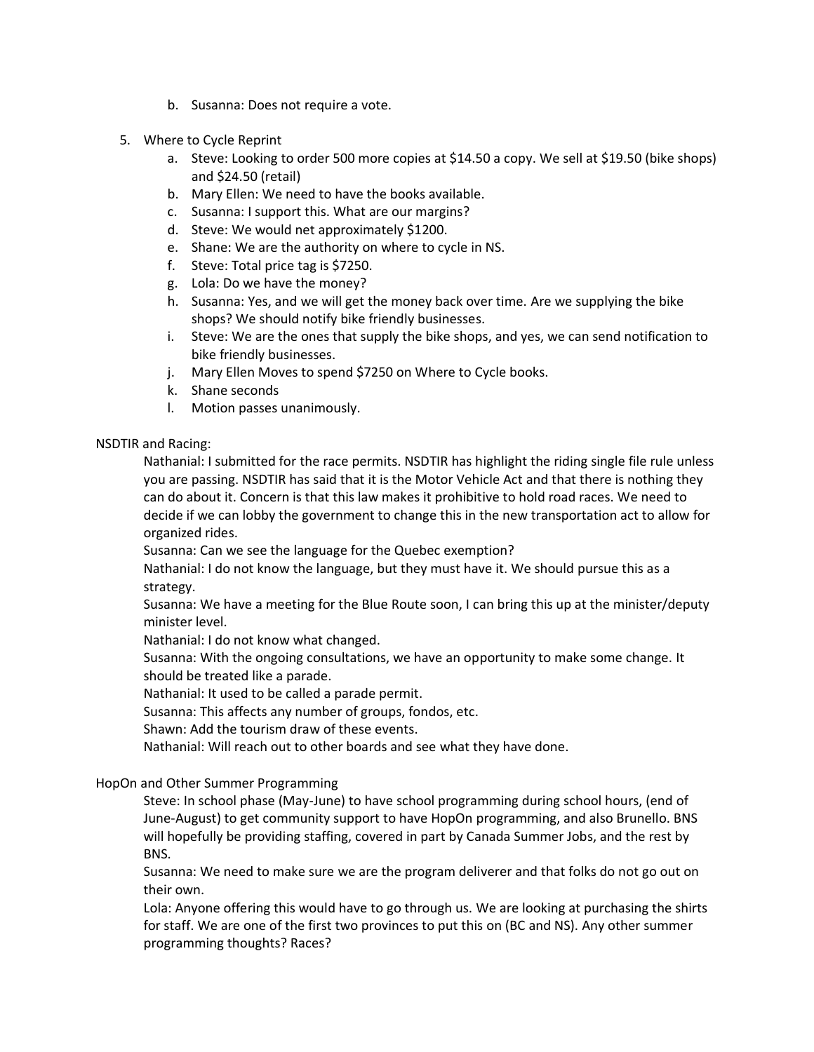b. Susanna: Does not require a vote.

5. Where to Cycle Reprint
   a. Steve: Looking to order 500 more copies at $14.50 a copy. We sell at $19.50 (bike shops) and $24.50 (retail)
   b. Mary Ellen: We need to have the books available.
   c. Susanna: I support this. What are our margins?
   d. Steve: We would net approximately $1200.
   e. Shane: We are the authority on where to cycle in NS.
   f. Steve: Total price tag is $7250.
   g. Lola: Do we have the money?
   h. Susanna: Yes, and we will get the money back over time. Are we supplying the bike shops? We should notify bike friendly businesses.
   i. Steve: We are the ones that supply the bike shops, and yes, we can send notification to bike friendly businesses.
   j. Mary Ellen Moves to spend $7250 on Where to Cycle books.
   k. Shane seconds
   l. Motion passes unanimously.

NSDTIR and Racing:

Nathanial: I submitted for the race permits. NSDTIR has highlight the riding single file rule unless you are passing. NSDTIR has said that it is the Motor Vehicle Act and that there is nothing they can do about it. Concern is that this law makes it prohibitive to hold road races. We need to decide if we can lobby the government to change this in the new transportation act to allow for organized rides.

Susanna: Can we see the language for the Quebec exemption?

Nathanial: I do not know the language, but they must have it. We should pursue this as a strategy.

Susanna: We have a meeting for the Blue Route soon, I can bring this up at the minister/deputy minister level.

Nathanial: I do not know what changed.

Susanna: With the ongoing consultations, we have an opportunity to make some change. It should be treated like a parade.

Nathanial: It used to be called a parade permit.

Susanna: This affects any number of groups, fondos, etc.

Shawn: Add the tourism draw of these events.

Nathanial: Will reach out to other boards and see what they have done.

HopOn and Other Summer Programming

Steve: In school phase (May-June) to have school programming during school hours, (end of June-August) to get community support to have HopOn programming, and also Brunello. BNS will hopefully be providing staffing, covered in part by Canada Summer Jobs, and the rest by BNS.

Susanna: We need to make sure we are the program deliverer and that folks do not go out on their own.

Lola: Anyone offering this would have to go through us. We are looking at purchasing the shirts for staff. We are one of the first two provinces to put this on (BC and NS). Any other summer programming thoughts? Races?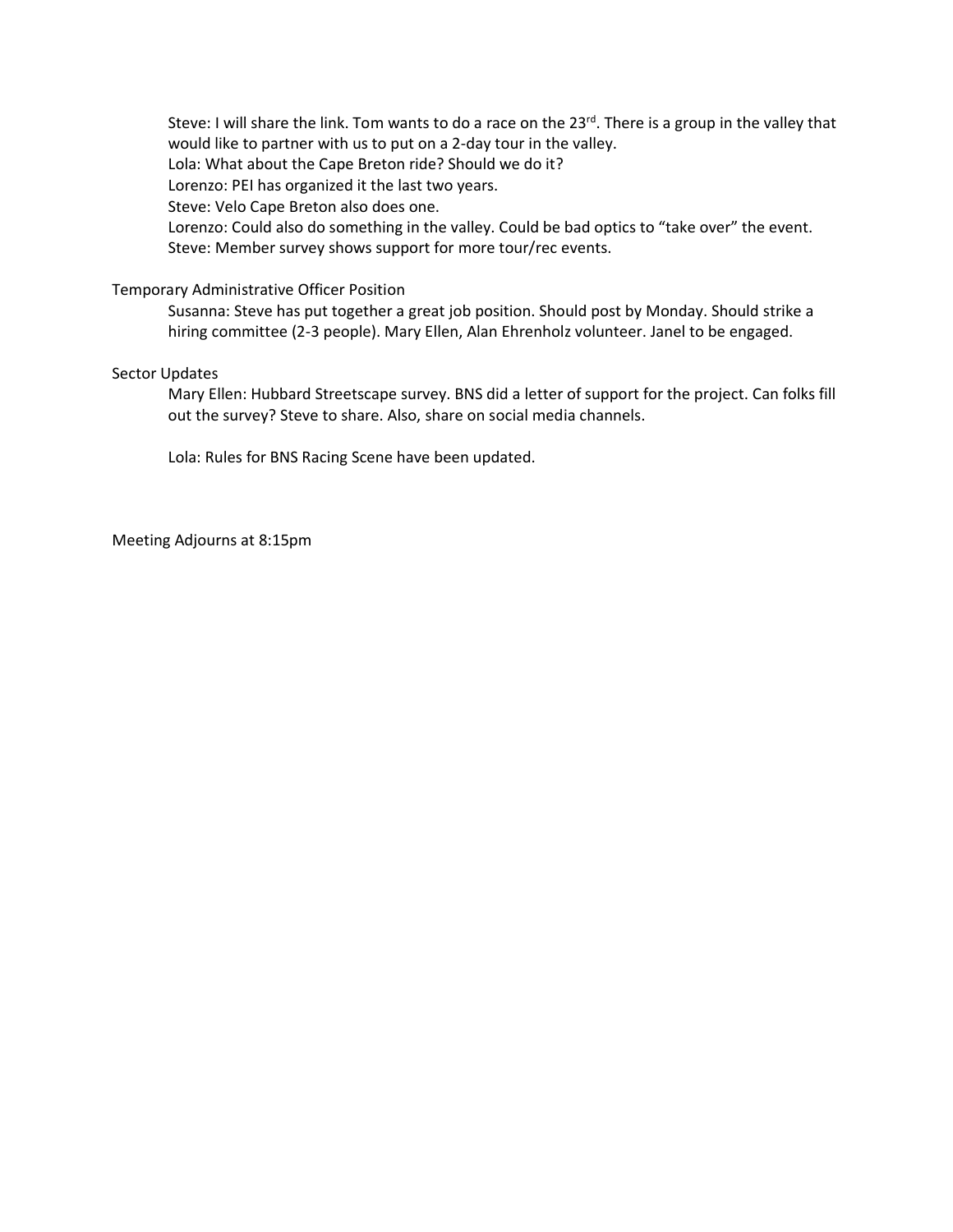Steve: I will share the link. Tom wants to do a race on the 23rd. There is a group in the valley that would like to partner with us to put on a 2-day tour in the valley.

Lola: What about the Cape Breton ride? Should we do it?

Lorenzo: PEI has organized it the last two years.

Steve: Velo Cape Breton also does one.

Lorenzo: Could also do something in the valley. Could be bad optics to "take over" the event.

Steve: Member survey shows support for more tour/rec events.

Temporary Administrative Officer Position

Susanna: Steve has put together a great job position. Should post by Monday. Should strike a hiring committee (2-3 people). Mary Ellen, Alan Ehrenholz volunteer. Janel to be engaged.

Sector Updates

Mary Ellen: Hubbard Streetscape survey. BNS did a letter of support for the project. Can folks fill out the survey? Steve to share. Also, share on social media channels.

Lola: Rules for BNS Racing Scene have been updated.

Meeting Adjourns at 8:15pm